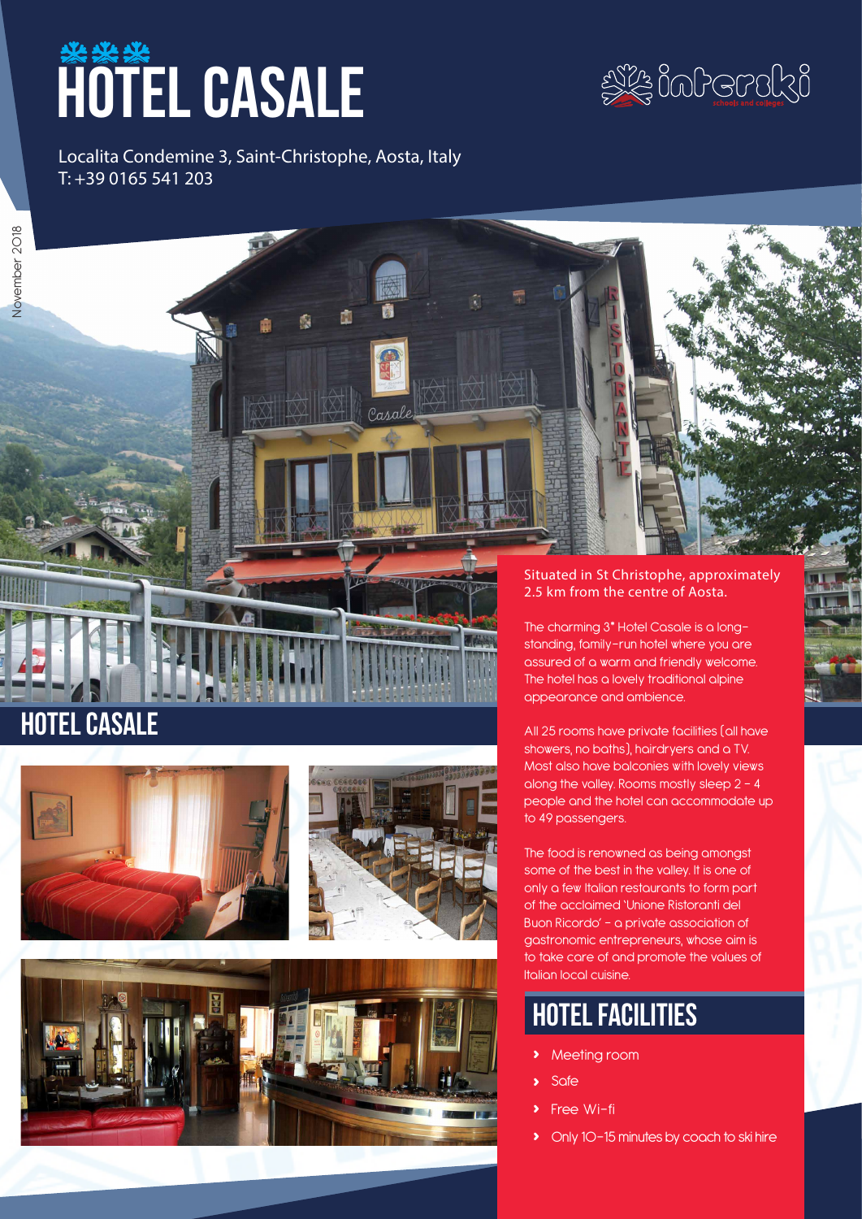# HOTEL CASALE

Localita Condemine 3, Saint-Christophe, Aosta, Italy
T: +39 0165 541 203

November 2018

## HOTEL CASALE

Situated in St Christophe, approximately 2.5 km from the centre of Aosta.

The charming 3* Hotel Casale is a long-standing, family-run hotel where you are assured of a warm and friendly welcome. The hotel has a lovely traditional alpine appearance and ambience.

All 25 rooms have private facilities (all have showers, no baths), hairdryers and a TV. Most also have balconies with lovely views along the valley. Rooms mostly sleep 2 – 4 people and the hotel can accommodate up to 49 passengers.

The food is renowned as being amongst some of the best in the valley. It is one of only a few Italian restaurants to form part of the acclaimed 'Unione Ristoranti del Buon Ricordo' – a private association of gastronomic entrepreneurs, whose aim is to take care of and promote the values of Italian local cuisine.

## HOTEL FACILITIES

- Meeting room
- Safe
- Free Wi-fi
- Only 10-15 minutes by coach to ski hire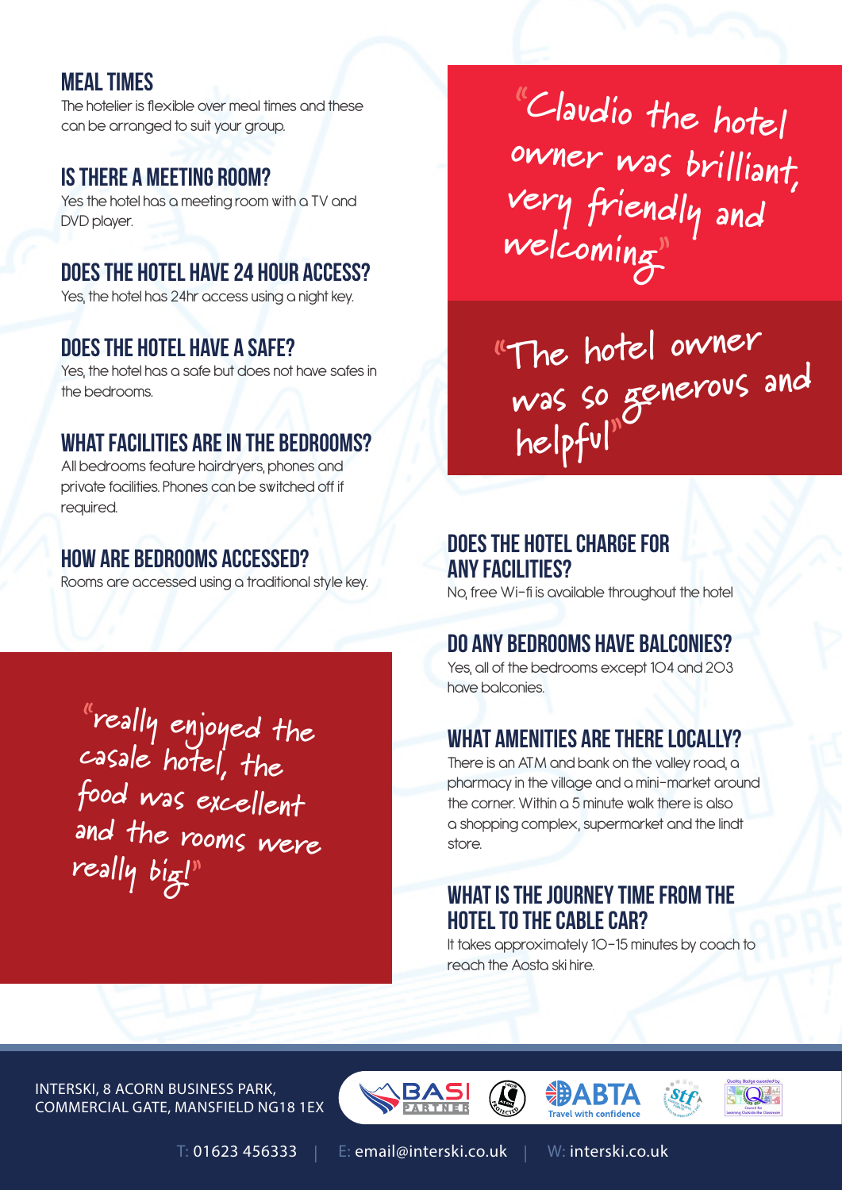## MEAL TIMES

The hotelier is flexible over meal times and these can be arranged to suit your group.

## IS THERE A MEETING ROOM?

Yes the hotel has a meeting room with a TV and DVD player.

## DOES THE HOTEL HAVE 24 HOUR ACCESS?

Yes, the hotel has 24hr access using a night key.

## DOES THE HOTEL HAVE A SAFE?

Yes, the hotel has a safe but does not have safes in the bedrooms.

## WHAT FACILITIES ARE IN THE BEDROOMS?

All bedrooms feature hairdryers, phones and private facilities. Phones can be switched off if required.

## HOW ARE BEDROOMS ACCESSED?

Rooms are accessed using a traditional style key.

"really enjoyed the casale hotel, the food was excellent and the rooms were really big!"

"Claudio the hotel owner was brilliant, very friendly and welcoming"

"The hotel owner was so generous and helpful"

## DOES THE HOTEL CHARGE FOR ANY FACILITIES?

No, free Wi-fi is available throughout the hotel

## DO ANY BEDROOMS HAVE BALCONIES?

Yes, all of the bedrooms except 104 and 203 have balconies.

## WHAT AMENITIES ARE THERE LOCALLY?

There is an ATM and bank on the valley road, a pharmacy in the village and a mini-market around the corner. Within a 5 minute walk there is also a shopping complex, supermarket and the lindt store.

## WHAT IS THE JOURNEY TIME FROM THE HOTEL TO THE CABLE CAR?

It takes approximately 10-15 minutes by coach to reach the Aosta ski hire.

INTERSKI, 8 ACORN BUSINESS PARK, COMMERCIAL GATE, MANSFIELD NG18 1EX

T: 01623 456333 | E: email@interski.co.uk | W: interski.co.uk